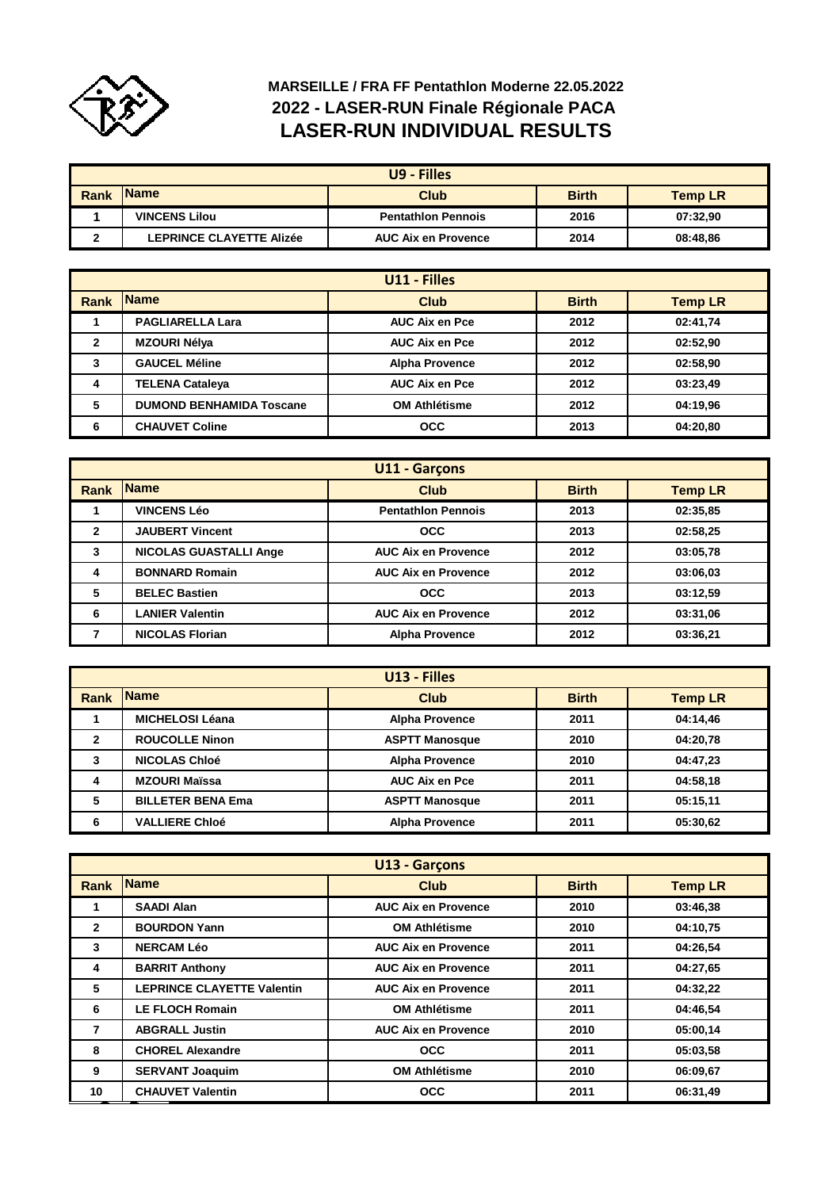# MARSEILLE / FRA FF Pentathlon Moderne 22.05.2022

## 2022 - LASER-RUN Finale Régionale PACA

## LASER-RUN INDIVIDUAL RESULTS

### U9 - Filles

| Rank | Name | Club | Birth | Temp LR |
|---|---|---|---|---|
| 1 | VINCENS Lilou | Pentathlon Pennois | 2016 | 07:32,90 |
| 2 | LEPRINCE CLAYETTE Alizée | AUC Aix en Provence | 2014 | 08:48,86 |

### U11 - Filles

| Rank | Name | Club | Birth | Temp LR |
|---|---|---|---|---|
| 1 | PAGLIARELLA Lara | AUC Aix en Pce | 2012 | 02:41,74 |
| 2 | MZOURI Nélya | AUC Aix en Pce | 2012 | 02:52,90 |
| 3 | GAUCEL Méline | Alpha Provence | 2012 | 02:58,90 |
| 4 | TELENA Cataleya | AUC Aix en Pce | 2012 | 03:23,49 |
| 5 | DUMOND BENHAMIDA Toscane | OM Athlétisme | 2012 | 04:19,96 |
| 6 | CHAUVET Coline | OCC | 2013 | 04:20,80 |

### U11 - Garçons

| Rank | Name | Club | Birth | Temp LR |
|---|---|---|---|---|
| 1 | VINCENS Léo | Pentathlon Pennois | 2013 | 02:35,85 |
| 2 | JAUBERT Vincent | OCC | 2013 | 02:58,25 |
| 3 | NICOLAS GUASTALLI Ange | AUC Aix en Provence | 2012 | 03:05,78 |
| 4 | BONNARD Romain | AUC Aix en Provence | 2012 | 03:06,03 |
| 5 | BELEC Bastien | OCC | 2013 | 03:12,59 |
| 6 | LANIER Valentin | AUC Aix en Provence | 2012 | 03:31,06 |
| 7 | NICOLAS Florian | Alpha Provence | 2012 | 03:36,21 |

### U13 - Filles

| Rank | Name | Club | Birth | Temp LR |
|---|---|---|---|---|
| 1 | MICHELOSI Léana | Alpha Provence | 2011 | 04:14,46 |
| 2 | ROUCOLLE Ninon | ASPTT Manosque | 2010 | 04:20,78 |
| 3 | NICOLAS Chloé | Alpha Provence | 2010 | 04:47,23 |
| 4 | MZOURI Maïssa | AUC Aix en Pce | 2011 | 04:58,18 |
| 5 | BILLETER BENA Ema | ASPTT Manosque | 2011 | 05:15,11 |
| 6 | VALLIERE Chloé | Alpha Provence | 2011 | 05:30,62 |

### U13 - Garçons

| Rank | Name | Club | Birth | Temp LR |
|---|---|---|---|---|
| 1 | SAADI Alan | AUC Aix en Provence | 2010 | 03:46,38 |
| 2 | BOURDON Yann | OM Athlétisme | 2010 | 04:10,75 |
| 3 | NERCAM Léo | AUC Aix en Provence | 2011 | 04:26,54 |
| 4 | BARRIT Anthony | AUC Aix en Provence | 2011 | 04:27,65 |
| 5 | LEPRINCE CLAYETTE Valentin | AUC Aix en Provence | 2011 | 04:32,22 |
| 6 | LE FLOCH Romain | OM Athlétisme | 2011 | 04:46,54 |
| 7 | ABGRALL Justin | AUC Aix en Provence | 2010 | 05:00,14 |
| 8 | CHOREL Alexandre | OCC | 2011 | 05:03,58 |
| 9 | SERVANT Joaquim | OM Athlétisme | 2010 | 06:09,67 |
| 10 | CHAUVET Valentin | OCC | 2011 | 06:31,49 |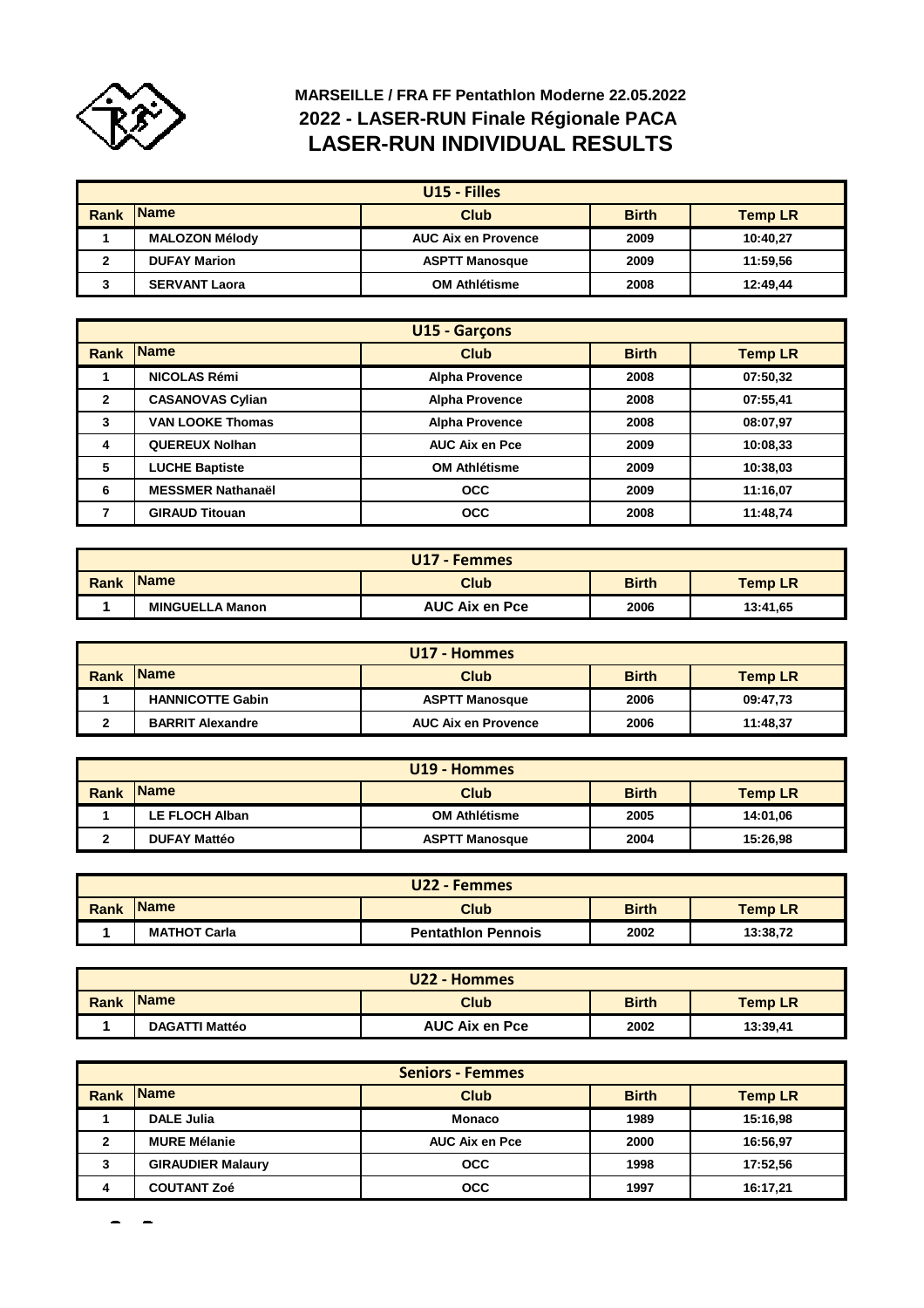# MARSEILLE / FRA FF Pentathlon Moderne 22.05.2022

## 2022 - LASER-RUN Finale Régionale PACA

## LASER-RUN INDIVIDUAL RESULTS

### U15 - Filles

| Rank | Name | Club | Birth | Temp LR |
| --- | --- | --- | --- | --- |
| 1 | MALOZON Mélody | AUC Aix en Provence | 2009 | 10:40,27 |
| 2 | DUFAY Marion | ASPTT Manosque | 2009 | 11:59,56 |
| 3 | SERVANT Laora | OM Athlétisme | 2008 | 12:49,44 |

### U15 - Garçons

| Rank | Name | Club | Birth | Temp LR |
| --- | --- | --- | --- | --- |
| 1 | NICOLAS Rémi | Alpha Provence | 2008 | 07:50,32 |
| 2 | CASANOVAS Cylian | Alpha Provence | 2008 | 07:55,41 |
| 3 | VAN LOOKE Thomas | Alpha Provence | 2008 | 08:07,97 |
| 4 | QUEREUX Nolhan | AUC Aix en Pce | 2009 | 10:08,33 |
| 5 | LUCHE Baptiste | OM Athlétisme | 2009 | 10:38,03 |
| 6 | MESSMER Nathanaël | OCC | 2009 | 11:16,07 |
| 7 | GIRAUD Titouan | OCC | 2008 | 11:48,74 |

### U17 - Femmes

| Rank | Name | Club | Birth | Temp LR |
| --- | --- | --- | --- | --- |
| 1 | MINGUELLA Manon | AUC Aix en Pce | 2006 | 13:41,65 |

### U17 - Hommes

| Rank | Name | Club | Birth | Temp LR |
| --- | --- | --- | --- | --- |
| 1 | HANNICOTTE Gabin | ASPTT Manosque | 2006 | 09:47,73 |
| 2 | BARRIT Alexandre | AUC Aix en Provence | 2006 | 11:48,37 |

### U19 - Hommes

| Rank | Name | Club | Birth | Temp LR |
| --- | --- | --- | --- | --- |
| 1 | LE FLOCH Alban | OM Athlétisme | 2005 | 14:01,06 |
| 2 | DUFAY Mattéo | ASPTT Manosque | 2004 | 15:26,98 |

### U22 - Femmes

| Rank | Name | Club | Birth | Temp LR |
| --- | --- | --- | --- | --- |
| 1 | MATHOT Carla | Pentathlon Pennois | 2002 | 13:38,72 |

### U22 - Hommes

| Rank | Name | Club | Birth | Temp LR |
| --- | --- | --- | --- | --- |
| 1 | DAGATTI Mattéo | AUC Aix en Pce | 2002 | 13:39,41 |

### Seniors - Femmes

| Rank | Name | Club | Birth | Temp LR |
| --- | --- | --- | --- | --- |
| 1 | DALE Julia | Monaco | 1989 | 15:16,98 |
| 2 | MURE Mélanie | AUC Aix en Pce | 2000 | 16:56,97 |
| 3 | GIRAUDIER Malaury | OCC | 1998 | 17:52,56 |
| 4 | COUTANT Zoé | OCC | 1997 | 16:17,21 |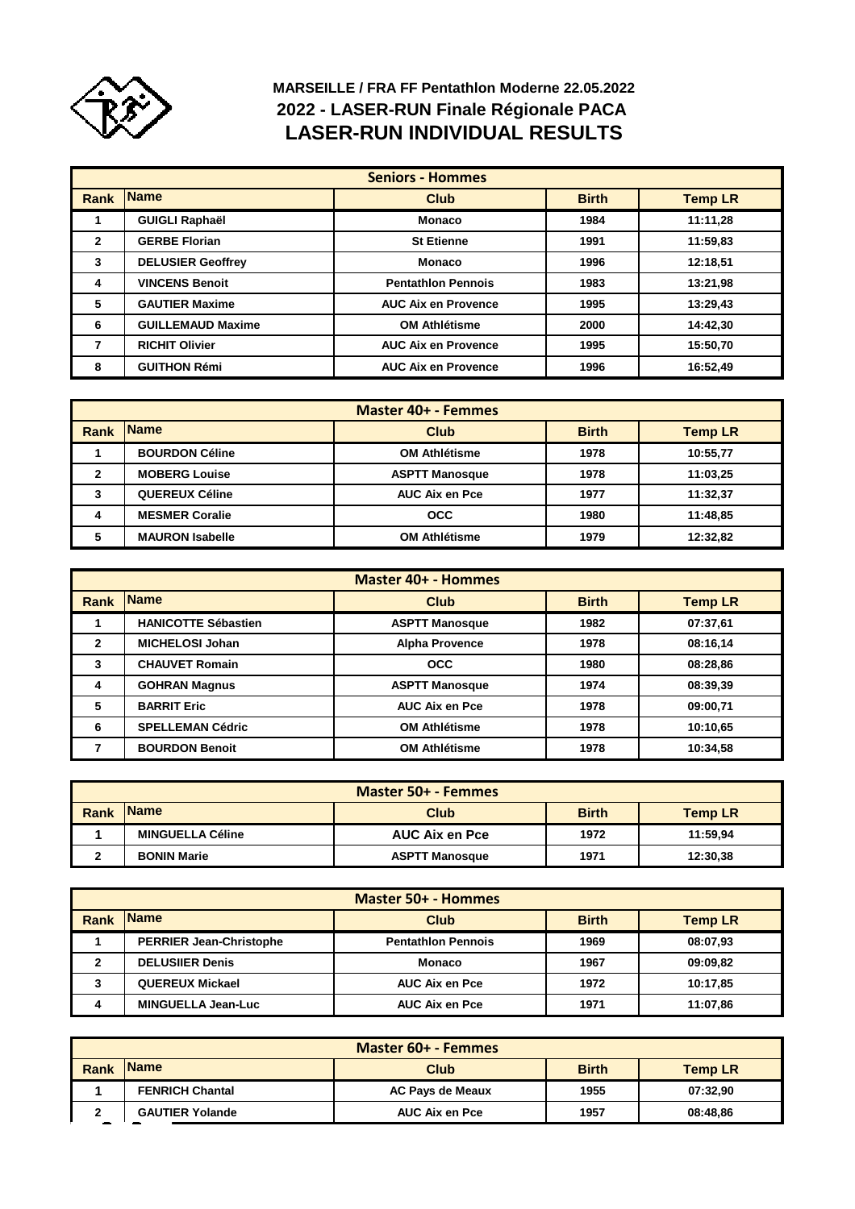# MARSEILLE / FRA FF Pentathlon Moderne 22.05.2022

## 2022 - LASER-RUN Finale Régionale PACA

## LASER-RUN INDIVIDUAL RESULTS

| Seniors - Hommes | | | | |
|---|---|---|---|---|
| **Rank** | **Name** | **Club** | **Birth** | **Temp LR** |
| 1 | GUIGLI Raphaël | Monaco | 1984 | 11:11,28 |
| 2 | GERBE Florian | St Etienne | 1991 | 11:59,83 |
| 3 | DELUSIER Geoffrey | Monaco | 1996 | 12:18,51 |
| 4 | VINCENS Benoit | Pentathlon Pennois | 1983 | 13:21,98 |
| 5 | GAUTIER Maxime | AUC Aix en Provence | 1995 | 13:29,43 |
| 6 | GUILLEMAUD Maxime | OM Athlétisme | 2000 | 14:42,30 |
| 7 | RICHIT Olivier | AUC Aix en Provence | 1995 | 15:50,70 |
| 8 | GUITHON Rémi | AUC Aix en Provence | 1996 | 16:52,49 |

| Master 40+ - Femmes | | | | |
|---|---|---|---|---|
| **Rank** | **Name** | **Club** | **Birth** | **Temp LR** |
| 1 | BOURDON Céline | OM Athlétisme | 1978 | 10:55,77 |
| 2 | MOBERG Louise | ASPTT Manosque | 1978 | 11:03,25 |
| 3 | QUEREUX Céline | AUC Aix en Pce | 1977 | 11:32,37 |
| 4 | MESMER Coralie | OCC | 1980 | 11:48,85 |
| 5 | MAURON Isabelle | OM Athlétisme | 1979 | 12:32,82 |

| Master 40+ - Hommes | | | | |
|---|---|---|---|---|
| **Rank** | **Name** | **Club** | **Birth** | **Temp LR** |
| 1 | HANICOTTE Sébastien | ASPTT Manosque | 1982 | 07:37,61 |
| 2 | MICHELOSI Johan | Alpha Provence | 1978 | 08:16,14 |
| 3 | CHAUVET Romain | OCC | 1980 | 08:28,86 |
| 4 | GOHRAN Magnus | ASPTT Manosque | 1974 | 08:39,39 |
| 5 | BARRIT Eric | AUC Aix en Pce | 1978 | 09:00,71 |
| 6 | SPELLEMAN Cédric | OM Athlétisme | 1978 | 10:10,65 |
| 7 | BOURDON Benoit | OM Athlétisme | 1978 | 10:34,58 |

| Master 50+ - Femmes | | | | |
|---|---|---|---|---|
| **Rank** | **Name** | **Club** | **Birth** | **Temp LR** |
| 1 | MINGUELLA Céline | AUC Aix en Pce | 1972 | 11:59,94 |
| 2 | BONIN Marie | ASPTT Manosque | 1971 | 12:30,38 |

| Master 50+ - Hommes | | | | |
|---|---|---|---|---|
| **Rank** | **Name** | **Club** | **Birth** | **Temp LR** |
| 1 | PERRIER Jean-Christophe | Pentathlon Pennois | 1969 | 08:07,93 |
| 2 | DELUSIIER Denis | Monaco | 1967 | 09:09,82 |
| 3 | QUEREUX Mickael | AUC Aix en Pce | 1972 | 10:17,85 |
| 4 | MINGUELLA Jean-Luc | AUC Aix en Pce | 1971 | 11:07,86 |

| Master 60+ - Femmes | | | | |
|---|---|---|---|---|
| **Rank** | **Name** | **Club** | **Birth** | **Temp LR** |
| 1 | FENRICH Chantal | AC Pays de Meaux | 1955 | 07:32,90 |
| 2 | GAUTIER Yolande | AUC Aix en Pce | 1957 | 08:48,86 |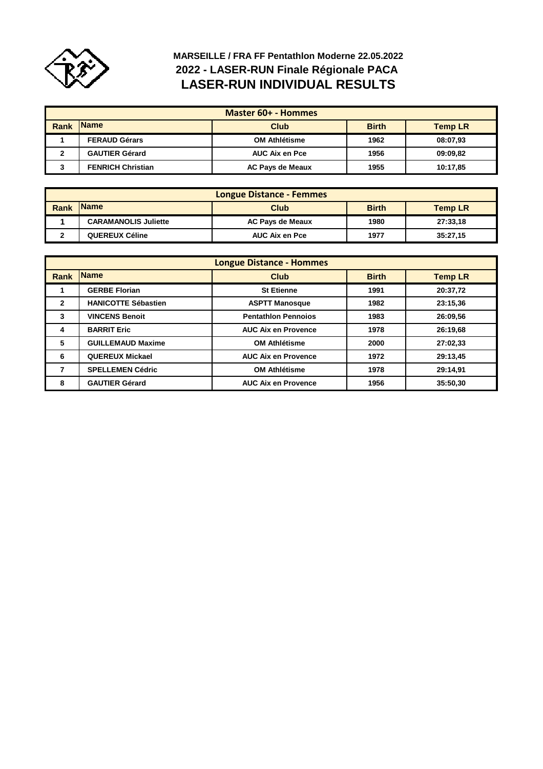# MARSEILLE / FRA FF Pentathlon Moderne 22.05.2022
## 2022 - LASER-RUN Finale Régionale PACA
## LASER-RUN INDIVIDUAL RESULTS

| Master 60+ - Hommes | | | | |
|---|---|---|---|---|
| **Rank** | **Name** | **Club** | **Birth** | **Temp LR** |
| 1 | FERAUD Gérars | OM Athlétisme | 1962 | 08:07,93 |
| 2 | GAUTIER Gérard | AUC Aix en Pce | 1956 | 09:09,82 |
| 3 | FENRICH Christian | AC Pays de Meaux | 1955 | 10:17,85 |

| Longue Distance - Femmes | | | | |
|---|---|---|---|---|
| **Rank** | **Name** | **Club** | **Birth** | **Temp LR** |
| 1 | CARAMANOLIS Juliette | AC Pays de Meaux | 1980 | 27:33,18 |
| 2 | QUEREUX Céline | AUC Aix en Pce | 1977 | 35:27,15 |

| Longue Distance - Hommes | | | | |
|---|---|---|---|---|
| **Rank** | **Name** | **Club** | **Birth** | **Temp LR** |
| 1 | GERBE Florian | St Etienne | 1991 | 20:37,72 |
| 2 | HANICOTTE Sébastien | ASPTT Manosque | 1982 | 23:15,36 |
| 3 | VINCENS Benoit | Pentathlon Pennoios | 1983 | 26:09,56 |
| 4 | BARRIT Eric | AUC Aix en Provence | 1978 | 26:19,68 |
| 5 | GUILLEMAUD Maxime | OM Athlétisme | 2000 | 27:02,33 |
| 6 | QUEREUX Mickael | AUC Aix en Provence | 1972 | 29:13,45 |
| 7 | SPELLEMEN Cédric | OM Athlétisme | 1978 | 29:14,91 |
| 8 | GAUTIER Gérard | AUC Aix en Provence | 1956 | 35:50,30 |